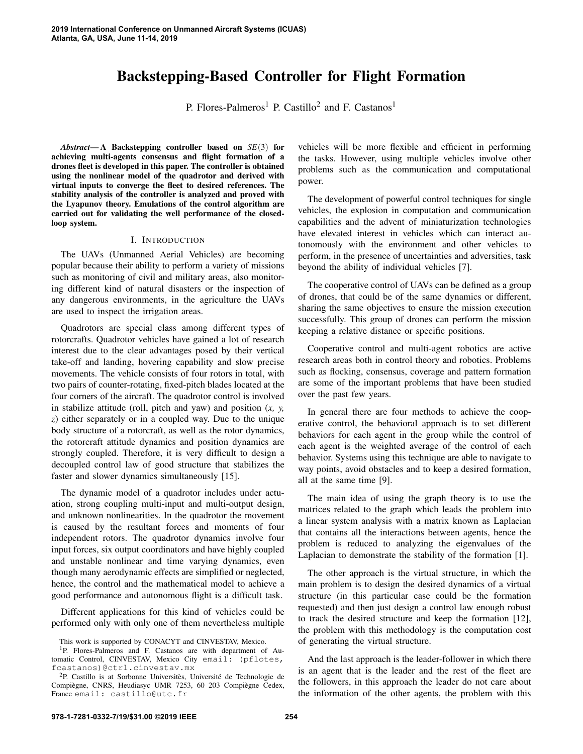# Backstepping-Based Controller for Flight Formation

P. Flores-Palmeros[1] P. Castillo[2] and F. Castanos[1]

***Abstract*— A Backstepping controller based on $SE(3)$ for achieving multi-agents consensus and flight formation of a drones fleet is developed in this paper. The controller is obtained using the nonlinear model of the quadrotor and derived with virtual inputs to converge the fleet to desired references. The stability analysis of the controller is analyzed and proved with the Lyapunov theory. Emulations of the control algorithm are carried out for validating the well performance of the closed-loop system.**

## I. Introduction

The UAVs (Unmanned Aerial Vehicles) are becoming popular because their ability to perform a variety of missions such as monitoring of civil and military areas, also monitoring different kind of natural disasters or the inspection of any dangerous environments, in the agriculture the UAVs are used to inspect the irrigation areas.

Quadrotors are special class among different types of rotorcrafts. Quadrotor vehicles have gained a lot of research interest due to the clear advantages posed by their vertical take-off and landing, hovering capability and slow precise movements. The vehicle consists of four rotors in total, with two pairs of counter-rotating, fixed-pitch blades located at the four corners of the aircraft. The quadrotor control is involved in stabilize attitude (roll, pitch and yaw) and position (*x, y, z*) either separately or in a coupled way. Due to the unique body structure of a rotorcraft, as well as the rotor dynamics, the rotorcraft attitude dynamics and position dynamics are strongly coupled. Therefore, it is very difficult to design a decoupled control law of good structure that stabilizes the faster and slower dynamics simultaneously [15].

The dynamic model of a quadrotor includes under actuation, strong coupling multi-input and multi-output design, and unknown nonlinearities. In the quadrotor the movement is caused by the resultant forces and moments of four independent rotors. The quadrotor dynamics involve four input forces, six output coordinators and have highly coupled and unstable nonlinear and time varying dynamics, even though many aerodynamic effects are simplified or neglected, hence, the control and the mathematical model to achieve a good performance and autonomous flight is a difficult task.

Different applications for this kind of vehicles could be performed only with only one of them nevertheless multiple vehicles will be more flexible and efficient in performing the tasks. However, using multiple vehicles involve other problems such as the communication and computational power.

The development of powerful control techniques for single vehicles, the explosion in computation and communication capabilities and the advent of miniaturization technologies have elevated interest in vehicles which can interact autonomously with the environment and other vehicles to perform, in the presence of uncertainties and adversities, task beyond the ability of individual vehicles [7].

The cooperative control of UAVs can be defined as a group of drones, that could be of the same dynamics or different, sharing the same objectives to ensure the mission execution successfully. This group of drones can perform the mission keeping a relative distance or specific positions.

Cooperative control and multi-agent robotics are active research areas both in control theory and robotics. Problems such as flocking, consensus, coverage and pattern formation are some of the important problems that have been studied over the past few years.

In general there are four methods to achieve the cooperative control, the behavioral approach is to set different behaviors for each agent in the group while the control of each agent is the weighted average of the control of each behavior. Systems using this technique are able to navigate to way points, avoid obstacles and to keep a desired formation, all at the same time [9].

The main idea of using the graph theory is to use the matrices related to the graph which leads the problem into a linear system analysis with a matrix known as Laplacian that contains all the interactions between agents, hence the problem is reduced to analyzing the eigenvalues of the Laplacian to demonstrate the stability of the formation [1].

The other approach is the virtual structure, in which the main problem is to design the desired dynamics of a virtual structure (in this particular case could be the formation requested) and then just design a control law enough robust to track the desired structure and keep the formation [12], the problem with this methodology is the computation cost of generating the virtual structure.

And the last approach is the leader-follower in which there is an agent that is the leader and the rest of the fleet are the followers, in this approach the leader do not care about the information of the other agents, the problem with this

This work is supported by CONACYT and CINVESTAV, Mexico.

[1]P. Flores-Palmeros and F. Castanos are with department of Automatic Control, CINVESTAV, Mexico City email: (pflotes, fcastanos)@ctrl.cinvestav.mx

[2]P. Castillo is at Sorbonne Universités, Université de Technologie de Compiègne, CNRS, Heudiasyc UMR 7253, 60 203 Compiègne Cedex, France email: castillo@utc.fr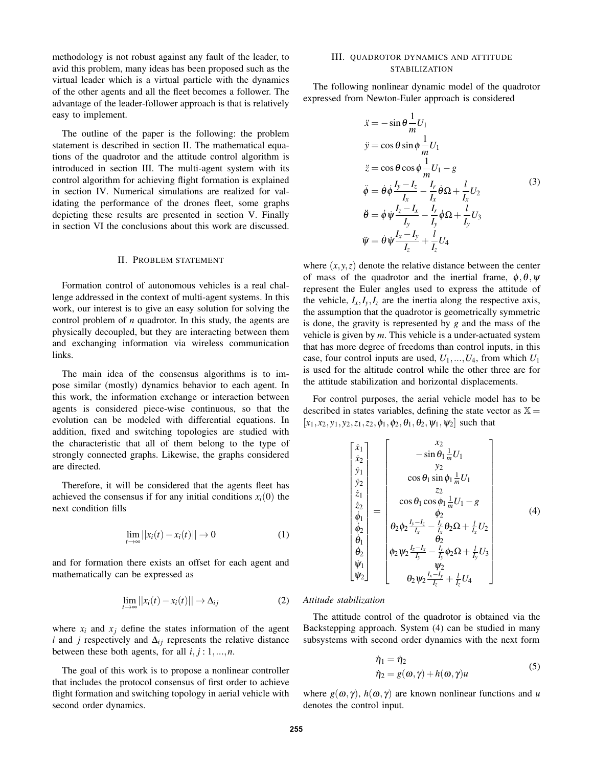methodology is not robust against any fault of the leader, to avid this problem, many ideas has been proposed such as the virtual leader which is a virtual particle with the dynamics of the other agents and all the fleet becomes a follower. The advantage of the leader-follower approach is that is relatively easy to implement.

The outline of the paper is the following: the problem statement is described in section II. The mathematical equations of the quadrotor and the attitude control algorithm is introduced in section III. The multi-agent system with its control algorithm for achieving flight formation is explained in section IV. Numerical simulations are realized for validating the performance of the drones fleet, some graphs depicting these results are presented in section V. Finally in section VI the conclusions about this work are discussed.

## II. Problem statement

Formation control of autonomous vehicles is a real challenge addressed in the context of multi-agent systems. In this work, our interest is to give an easy solution for solving the control problem of *n* quadrotor. In this study, the agents are physically decoupled, but they are interacting between them and exchanging information via wireless communication links.

The main idea of the consensus algorithms is to impose similar (mostly) dynamics behavior to each agent. In this work, the information exchange or interaction between agents is considered piece-wise continuous, so that the evolution can be modeled with differential equations. In addition, fixed and switching topologies are studied with the characteristic that all of them belong to the type of strongly connected graphs. Likewise, the graphs considered are directed.

Therefore, it will be considered that the agents fleet has achieved the consensus if for any initial conditions $x_i(0)$ the next condition fills

$$\lim_{t\to\infty} ||x_i(t) - x_i(t)|| \to 0 \tag{1}$$

and for formation there exists an offset for each agent and mathematically can be expressed as

$$\lim_{t\to\infty} ||x_i(t) - x_i(t)|| \to \Delta_{ij} \tag{2}$$

where $x_i$ and $x_j$ define the states information of the agent $i$ and $j$ respectively and $\Delta_{ij}$ represents the relative distance between these both agents, for all $i, j : 1, ..., n$.

The goal of this work is to propose a nonlinear controller that includes the protocol consensus of first order to achieve flight formation and switching topology in aerial vehicle with second order dynamics.

## III. Quadrotor dynamics and attitude stabilization

The following nonlinear dynamic model of the quadrotor expressed from Newton-Euler approach is considered

$$\begin{aligned}
\ddot{x} &= -\sin\theta \frac{1}{m} U_1 \\
\ddot{y} &= \cos\theta \sin\phi \frac{1}{m} U_1 \\
\ddot{z} &= \cos\theta \cos\phi \frac{1}{m} U_1 - g \\
\ddot{\phi} &= \dot{\theta}\dot{\phi} \frac{I_y - I_z}{I_x} - \frac{I_r}{I_x}\dot{\theta}\Omega + \frac{l}{I_x} U_2 \\
\ddot{\theta} &= \dot{\phi}\dot{\psi} \frac{I_z - I_x}{I_y} - \frac{I_r}{I_y}\dot{\phi}\Omega + \frac{l}{I_y} U_3 \\
\ddot{\psi} &= \dot{\theta}\dot{\psi} \frac{I_x - I_y}{I_z} + \frac{l}{I_z} U_4
\end{aligned} \tag{3}$$

where $(x, y, z)$ denote the relative distance between the center of mass of the quadrotor and the inertial frame, $\phi, \theta, \psi$ represent the Euler angles used to express the attitude of the vehicle, $I_x, I_y, I_z$ are the inertia along the respective axis, the assumption that the quadrotor is geometrically symmetric is done, the gravity is represented by $g$ and the mass of the vehicle is given by $m$. This vehicle is a under-actuated system that has more degree of freedoms than control inputs, in this case, four control inputs are used, $U_1, ..., U_4$, from which $U_1$ is used for the altitude control while the other three are for the attitude stabilization and horizontal displacements.

For control purposes, the aerial vehicle model has to be described in states variables, defining the state vector as $\mathbb{X} = [x_1, x_2, y_1, y_2, z_1, z_2, \phi_1, \phi_2, \theta_1, \theta_2, \psi_1, \psi_2]$ such that

$$\begin{bmatrix} \dot{x}_1 \\ \dot{x}_2 \\ \dot{y}_1 \\ \dot{y}_2 \\ \dot{z}_1 \\ \dot{z}_2 \\ \dot{\phi}_1 \\ \dot{\phi}_2 \\ \dot{\theta}_1 \\ \dot{\theta}_2 \\ \dot{\psi}_1 \\ \dot{\psi}_2 \end{bmatrix} = \begin{bmatrix} x_2 \\ -\sin\theta_1 \frac{1}{m} U_1 \\ y_2 \\ \cos\theta_1 \sin\phi_1 \frac{1}{m} U_1 \\ z_2 \\ \cos\theta_1 \cos\phi_1 \frac{1}{m} U_1 - g \\ \phi_2 \\ \theta_2 \phi_2 \frac{I_y - I_z}{I_x} - \frac{I_r}{I_x}\theta_2\Omega + \frac{l}{I_x} U_2 \\ \theta_2 \\ \phi_2 \psi_2 \frac{I_z - I_x}{I_y} - \frac{I_r}{I_y}\phi_2\Omega + \frac{l}{I_y} U_3 \\ \psi_2 \\ \theta_2 \psi_2 \frac{I_x - I_y}{I_z} + \frac{l}{I_z} U_4 \end{bmatrix} \tag{4}$$

*Attitude stabilization*

The attitude control of the quadrotor is obtained via the Backstepping approach. System (4) can be studied in many subsystems with second order dynamics with the next form

$$\begin{aligned}
\dot{\eta}_1 &= \dot{\eta}_2 \\
\dot{\eta}_2 &= g(\omega, \gamma) + h(\omega, \gamma) u
\end{aligned} \tag{5}$$

where $g(\omega, \gamma)$, $h(\omega, \gamma)$ are known nonlinear functions and $u$ denotes the control input.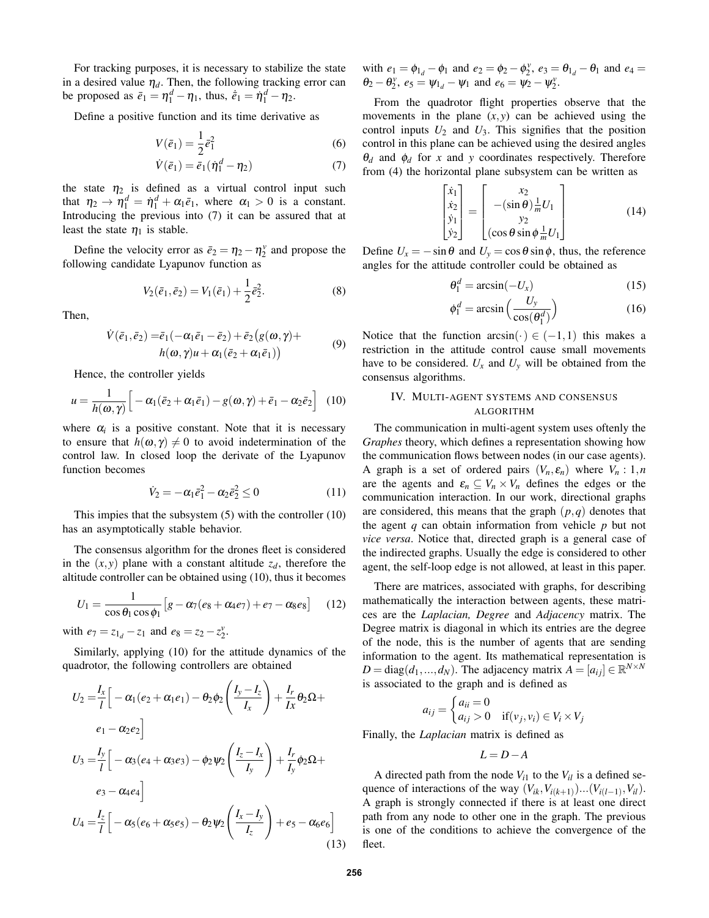For tracking purposes, it is necessary to stabilize the state in a desired value $\eta_d$. Then, the following tracking error can be proposed as $\bar{e}_1 = \eta_1^d - \eta_1$, thus, $\dot{\bar{e}}_1 = \dot{\eta}_1^d - \eta_2$.

Define a positive function and its time derivative as

$$V(\bar{e}_1) = \frac{1}{2}\bar{e}_1^2 \tag{6}$$

$$\dot{V}(\bar{e}_1) = \bar{e}_1(\dot{\eta}_1^d - \eta_2) \tag{7}$$

the state $\eta_2$ is defined as a virtual control input such that $\eta_2 \to \eta_1^d = \dot{\eta}_1^d + \alpha_1 \bar{e}_1$, where $\alpha_1 > 0$ is a constant. Introducing the previous into (7) it can be assured that at least the state $\eta_1$ is stable.

Define the velocity error as $\bar{e}_2 = \eta_2 - \eta_2^v$ and propose the following candidate Lyapunov function as

$$V_2(\bar{e}_1, \bar{e}_2) = V_1(\bar{e}_1) + \frac{1}{2}\bar{e}_2^2. \tag{8}$$

Then,

$$\begin{aligned}\dot{V}(\bar{e}_1, \bar{e}_2) =& \bar{e}_1(-\alpha_1\bar{e}_1 - \bar{e}_2) + \bar{e}_2\big(g(\omega,\gamma) + \\ & h(\omega,\gamma)u + \alpha_1(\bar{e}_2 + \alpha_1\bar{e}_1)\big)\end{aligned} \tag{9}$$

Hence, the controller yields

$$u = \frac{1}{h(\omega,\gamma)}\Big[-\alpha_1(\bar{e}_2 + \alpha_1\bar{e}_1) - g(\omega,\gamma) + \bar{e}_1 - \alpha_2\bar{e}_2\Big] \tag{10}$$

where $\alpha_i$ is a positive constant. Note that it is necessary to ensure that $h(\omega,\gamma) \neq 0$ to avoid indetermination of the control law. In closed loop the derivate of the Lyapunov function becomes

$$\dot{V}_2 = -\alpha_1\bar{e}_1^2 - \alpha_2\bar{e}_2^2 \leq 0 \tag{11}$$

This impies that the subsystem (5) with the controller (10) has an asymptotically stable behavior.

The consensus algorithm for the drones fleet is considered in the $(x,y)$ plane with a constant altitude $z_d$, therefore the altitude controller can be obtained using (10), thus it becomes

$$U_1 = \frac{1}{\cos\theta_1\cos\phi_1}\big[g - \alpha_7(e_8 + \alpha_4 e_7) + e_7 - \alpha_8 e_8\big] \tag{12}$$

with $e_7 = z_{1_d} - z_1$ and $e_8 = z_2 - z_2^v$.

Similarly, applying (10) for the attitude dynamics of the quadrotor, the following controllers are obtained

$$\begin{aligned}U_2 =& \frac{I_x}{l}\Big[-\alpha_1(e_2 + \alpha_1 e_1) - \theta_2\phi_2\left(\frac{I_y - I_z}{I_x}\right) + \frac{I_r}{Ix}\theta_2\Omega + \\ & e_1 - \alpha_2 e_2\Big] \\ U_3 =& \frac{I_y}{l}\Big[-\alpha_3(e_4 + \alpha_3 e_3) - \phi_2\psi_2\left(\frac{I_z - I_x}{I_y}\right) + \frac{I_r}{I_y}\phi_2\Omega + \\ & e_3 - \alpha_4 e_4\Big] \\ U_4 =& \frac{I_z}{l}\Big[-\alpha_5(e_6 + \alpha_5 e_5) - \theta_2\psi_2\left(\frac{I_x - I_y}{I_z}\right) + e_5 - \alpha_6 e_6\Big]\end{aligned} \tag{13}$$

with $e_1 = \phi_{1_d} - \phi_1$ and $e_2 = \phi_2 - \phi_2^v$, $e_3 = \theta_{1_d} - \theta_1$ and $e_4 = \theta_2 - \theta_2^v$, $e_5 = \psi_{1_d} - \psi_1$ and $e_6 = \psi_2 - \psi_2^v$.

From the quadrotor flight properties observe that the movements in the plane $(x,y)$ can be achieved using the control inputs $U_2$ and $U_3$. This signifies that the position control in this plane can be achieved using the desired angles $\theta_d$ and $\phi_d$ for $x$ and $y$ coordinates respectively. Therefore from (4) the horizontal plane subsystem can be written as

$$\begin{bmatrix}\dot{x}_1 \\ \dot{x}_2 \\ \dot{y}_1 \\ \dot{y}_2\end{bmatrix} = \begin{bmatrix} x_2 \\ -(\sin\theta)\frac{1}{m}U_1 \\ y_2 \\ (\cos\theta\sin\phi\frac{1}{m}U_1\end{bmatrix} \tag{14}$$

Define $U_x = -\sin\theta$ and $U_y = \cos\theta\sin\phi$, thus, the reference angles for the attitude controller could be obtained as

$$\theta_1^d = \arcsin(-U_x) \tag{15}$$

$$\phi_1^d = \arcsin\Big(\frac{U_y}{\cos(\theta_1^d)}\Big) \tag{16}$$

Notice that the function $\arcsin(\cdot) \in (-1,1)$ this makes a restriction in the attitude control cause small movements have to be considered. $U_x$ and $U_y$ will be obtained from the consensus algorithms.

## IV. Multi-agent systems and consensus algorithm

The communication in multi-agent system uses oftenly the *Graphes* theory, which defines a representation showing how the communication flows between nodes (in our case agents). A graph is a set of ordered pairs $(V_n, \varepsilon_n)$ where $V_n : 1, n$ are the agents and $\varepsilon_n \subseteq V_n \times V_n$ defines the edges or the communication interaction. In our work, directional graphs are considered, this means that the graph $(p,q)$ denotes that the agent $q$ can obtain information from vehicle $p$ but not *vice versa*. Notice that, directed graph is a general case of the indirected graphs. Usually the edge is considered to other agent, the self-loop edge is not allowed, at least in this paper.

There are matrices, associated with graphs, for describing mathematically the interaction between agents, these matrices are the *Laplacian, Degree* and *Adjacency* matrix. The Degree matrix is diagonal in which its entries are the degree of the node, this is the number of agents that are sending information to the agent. Its mathematical representation is $D = \text{diag}(d_1, ..., d_N)$. The adjacency matrix $A = [a_{ij}] \in \mathbb{R}^{N\times N}$ is associated to the graph and is defined as

$$a_{ij} = \begin{cases} a_{ii} = 0 \\ a_{ij} > 0 & \text{if}(v_j, v_i) \in V_i \times V_j \end{cases}$$

Finally, the *Laplacian* matrix is defined as

$$L = D - A$$

A directed path from the node $V_{i1}$ to the $V_{il}$ is a defined sequence of interactions of the way $(V_{ik}, V_{i(k+1)})...(V_{i(l-1)}, V_{il})$. A graph is strongly connected if there is at least one direct path from any node to other one in the graph. The previous is one of the conditions to achieve the convergence of the fleet.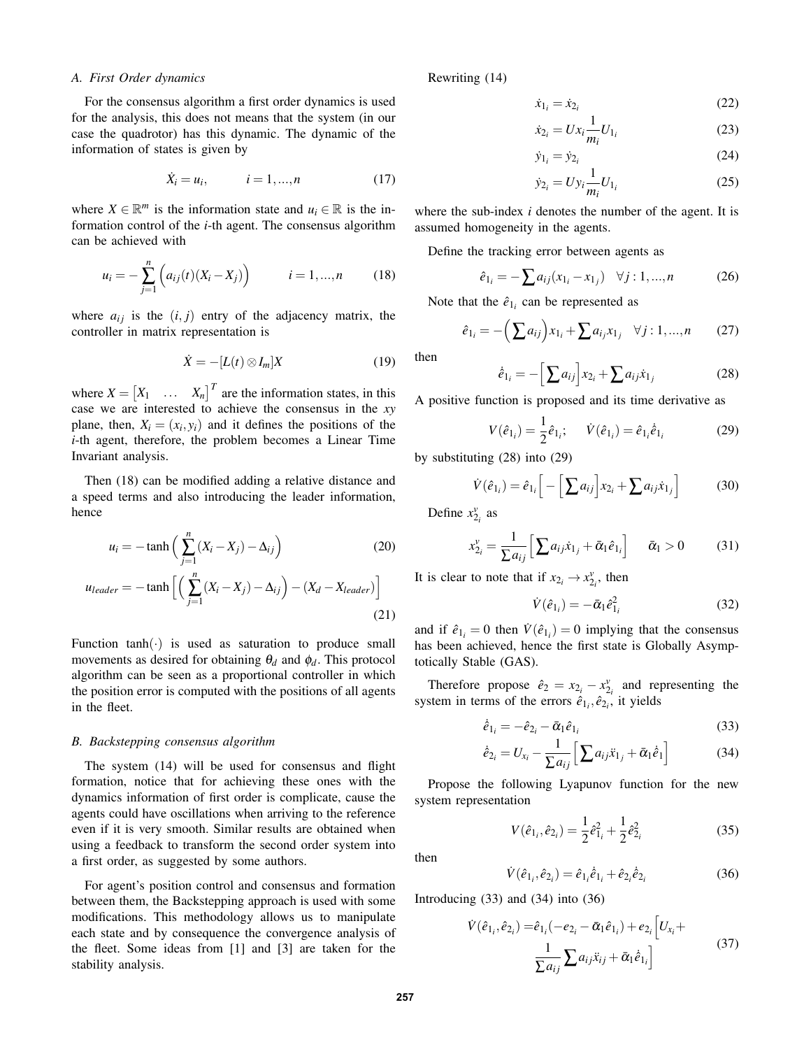### A. First Order dynamics

For the consensus algorithm a first order dynamics is used for the analysis, this does not means that the system (in our case the quadrotor) has this dynamic. The dynamic of the information of states is given by

$$\dot{X}_i = u_i, \qquad i = 1, ..., n \tag{17}$$

where $X \in \mathbb{R}^m$ is the information state and $u_i \in \mathbb{R}$ is the information control of the $i$-th agent. The consensus algorithm can be achieved with

$$u_i = -\sum_{j=1}^{n} \Big( a_{ij}(t)(X_i - X_j) \Big) \qquad i = 1, ..., n \tag{18}$$

where $a_{ij}$ is the $(i, j)$ entry of the adjacency matrix, the controller in matrix representation is

$$\dot{X} = -[L(t) \otimes I_m] X \tag{19}$$

where $X = \begin{bmatrix} X_1 & \dots & X_n \end{bmatrix}^T$ are the information states, in this case we are interested to achieve the consensus in the $xy$ plane, then, $X_i = (x_i, y_i)$ and it defines the positions of the $i$-th agent, therefore, the problem becomes a Linear Time Invariant analysis.

Then (18) can be modified adding a relative distance and a speed terms and also introducing the leader information, hence

$$u_i = -\tanh\Big( \sum_{j=1}^{n} (X_i - X_j) - \Delta_{ij} \Big) \tag{20}$$

$$u_{leader} = -\tanh\Big[ \Big( \sum_{j=1}^{n} (X_i - X_j) - \Delta_{ij} \Big) - (X_d - X_{leader}) \Big] \tag{21}$$

Function $\tanh(\cdot)$ is used as saturation to produce small movements as desired for obtaining $\theta_d$ and $\phi_d$. This protocol algorithm can be seen as a proportional controller in which the position error is computed with the positions of all agents in the fleet.

### B. Backstepping consensus algorithm

The system (14) will be used for consensus and flight formation, notice that for achieving these ones with the dynamics information of first order is complicate, cause the agents could have oscillations when arriving to the reference even if it is very smooth. Similar results are obtained when using a feedback to transform the second order system into a first order, as suggested by some authors.

For agent's position control and consensus and formation between them, the Backstepping approach is used with some modifications. This methodology allows us to manipulate each state and by consequence the convergence analysis of the fleet. Some ideas from [1] and [3] are taken for the stability analysis.

Rewriting (14)

$$\dot{x}_{1_i} = \dot{x}_{2_i} \tag{22}$$

$$\dot{x}_{2_i} = U x_i \frac{1}{m_i} U_{1_i} \tag{23}$$

$$\dot{y}_{1_i} = \dot{y}_{2_i} \tag{24}$$

$$\dot{y}_{2_i} = U y_i \frac{1}{m_i} U_{1_i} \tag{25}$$

where the sub-index $i$ denotes the number of the agent. It is assumed homogeneity in the agents.

Define the tracking error between agents as

$$\hat{e}_{1_i} = -\sum a_{ij}(x_{1_i} - x_{1_j}) \quad \forall j : 1, ..., n \tag{26}$$

Note that the $\hat{e}_{1_i}$ can be represented as

$$\hat{e}_{1_i} = -\Big( \sum a_{ij} \Big) x_{1_i} + \sum a_{ij} x_{1_j} \quad \forall j : 1, ..., n \tag{27}$$

then

$$\dot{\hat{e}}_{1_i} = -\Big[ \sum a_{ij} \Big] x_{2_i} + \sum a_{ij} \dot{x}_{1_j} \tag{28}$$

A positive function is proposed and its time derivative as

$$V(\hat{e}_{1_i}) = \frac{1}{2} \hat{e}_{1_i}; \qquad \dot{V}(\hat{e}_{1_i}) = \hat{e}_{1_i} \dot{\hat{e}}_{1_i} \tag{29}$$

by substituting (28) into (29)

$$\dot{V}(\hat{e}_{1_i}) = \hat{e}_{1_i} \Big[ -\Big[ \sum a_{ij} \Big] x_{2_i} + \sum a_{ij} \dot{x}_{1_j} \Big] \tag{30}$$

Define $x_{2_i}^v$ as

$$x_{2_i}^v = \frac{1}{\sum a_{ij}} \Big[ \sum a_{ij} \dot{x}_{1_j} + \bar{\alpha}_1 \hat{e}_{1_i} \Big] \qquad \bar{\alpha}_1 > 0 \tag{31}$$

It is clear to note that if $x_{2_i} \to x_{2_i}^v$, then

$$\dot{V}(\hat{e}_{1_i}) = -\bar{\alpha}_1 \hat{e}_{1_i}^2 \tag{32}$$

and if $\hat{e}_{1_i} = 0$ then $\dot{V}(\hat{e}_{1_i}) = 0$ implying that the consensus has been achieved, hence the first state is Globally Asymptotically Stable (GAS).

Therefore propose $\hat{e}_2 = x_{2_i} - x_{2_i}^v$ and representing the system in terms of the errors $\hat{e}_{1_i}, \hat{e}_{2_i}$, it yields

$$\dot{\hat{e}}_{1_i} = -\hat{e}_{2_i} - \bar{\alpha}_1 \hat{e}_{1_i} \tag{33}$$

$$\dot{\hat{e}}_{2_i} = U_{x_i} - \frac{1}{\sum a_{ij}} \Big[ \sum a_{ij} \ddot{x}_{1_j} + \bar{\alpha}_1 \dot{\hat{e}}_1 \Big] \tag{34}$$

Propose the following Lyapunov function for the new system representation

$$V(\hat{e}_{1_i}, \hat{e}_{2_i}) = \frac{1}{2} \hat{e}_{1_i}^2 + \frac{1}{2} \hat{e}_{2_i}^2 \tag{35}$$

then

$$\dot{V}(\hat{e}_{1_i}, \hat{e}_{2_i}) = \hat{e}_{1_i} \dot{\hat{e}}_{1_i} + \hat{e}_{2_i} \dot{\hat{e}}_{2_i} \tag{36}$$

Introducing (33) and (34) into (36)

$$\dot{V}(\hat{e}_{1_i}, \hat{e}_{2_i}) = \hat{e}_{1_i}(-e_{2_i} - \bar{\alpha}_1 \hat{e}_{1_i}) + e_{2_i} \Big[ U_{x_i} + \frac{1}{\sum a_{ij}} \sum a_{ij} \ddot{x}_{ij} + \bar{\alpha}_1 \dot{\hat{e}}_{1_i} \Big] \tag{37}$$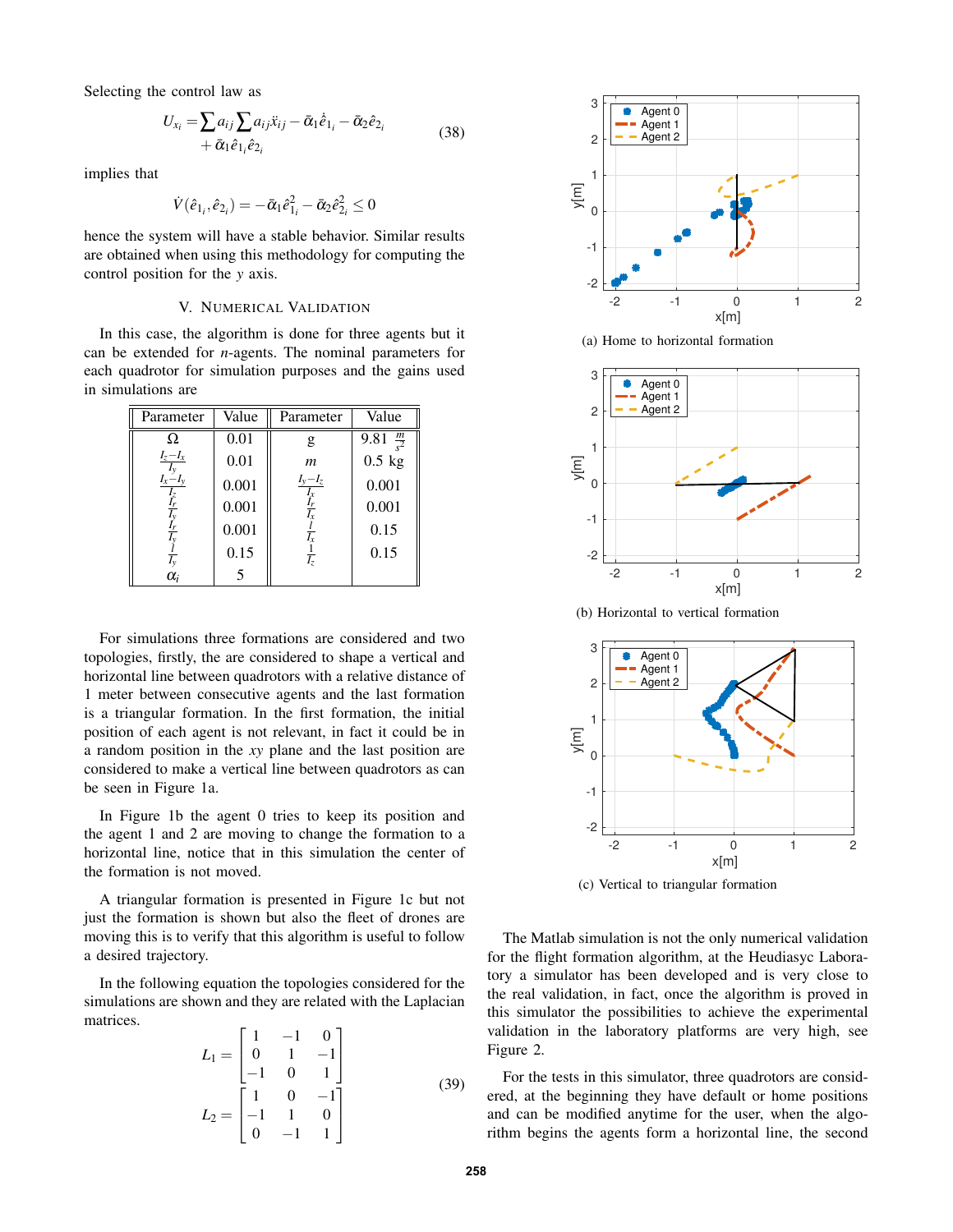Selecting the control law as

$$U_{x_i} = \sum a_{ij} \sum a_{ij} \ddot{x}_{ij} - \bar{\alpha}_1 \dot{\hat{e}}_{1_i} - \bar{\alpha}_2 \hat{e}_{2_i} + \bar{\alpha}_1 \hat{e}_{1_i} \hat{e}_{2_i} \tag{38}$$

implies that

$$\dot{V}(\hat{e}_{1_i}, \hat{e}_{2_i}) = -\bar{\alpha}_1 \hat{e}_{1_i}^2 - \bar{\alpha}_2 \hat{e}_{2_i}^2 \leq 0$$

hence the system will have a stable behavior. Similar results are obtained when using this methodology for computing the control position for the $y$ axis.

## V. Numerical Validation

In this case, the algorithm is done for three agents but it can be extended for $n$-agents. The nominal parameters for each quadrotor for simulation purposes and the gains used in simulations are

| Parameter | Value | Parameter | Value |
|---|---|---|---|
| $\Omega$ | 0.01 | g | 9.81 $\frac{m}{s^2}$ |
| $\frac{I_z - I_x}{I_y}$ | 0.01 | $m$ | 0.5 kg |
| $\frac{I_x - I_y}{I_z}$ | 0.001 | $\frac{I_y - I_z}{I_x}$ | 0.001 |
| $\frac{I_r}{I_y}$ | 0.001 | $\frac{I_r}{I_x}$ | 0.001 |
| $\frac{I_r}{I_y}$ | 0.001 | $\frac{l}{I_x}$ | 0.15 |
| $\frac{l}{I_y}$ | 0.15 | $\frac{1}{I_z}$ | 0.15 |
| $\alpha_i$ | 5 | | |

For simulations three formations are considered and two topologies, firstly, the are considered to shape a vertical and horizontal line between quadrotors with a relative distance of 1 meter between consecutive agents and the last formation is a triangular formation. In the first formation, the initial position of each agent is not relevant, in fact it could be in a random position in the $xy$ plane and the last position are considered to make a vertical line between quadrotors as can be seen in Figure 1a.

In Figure 1b the agent 0 tries to keep its position and the agent 1 and 2 are moving to change the formation to a horizontal line, notice that in this simulation the center of the formation is not moved.

A triangular formation is presented in Figure 1c but not just the formation is shown but also the fleet of drones are moving this is to verify that this algorithm is useful to follow a desired trajectory.

In the following equation the topologies considered for the simulations are shown and they are related with the Laplacian matrices.

$$L_1 = \begin{bmatrix} 1 & -1 & 0 \\ 0 & 1 & -1 \\ -1 & 0 & 1 \end{bmatrix}$$
$$L_2 = \begin{bmatrix} 1 & 0 & -1 \\ -1 & 1 & 0 \\ 0 & -1 & 1 \end{bmatrix} \tag{39}$$

(a) Home to horizontal formation

(b) Horizontal to vertical formation

(c) Vertical to triangular formation

The Matlab simulation is not the only numerical validation for the flight formation algorithm, at the Heudiasyc Laboratory a simulator has been developed and is very close to the real validation, in fact, once the algorithm is proved in this simulator the possibilities to achieve the experimental validation in the laboratory platforms are very high, see Figure 2.

For the tests in this simulator, three quadrotors are considered, at the beginning they have default or home positions and can be modified anytime for the user, when the algorithm begins the agents form a horizontal line, the second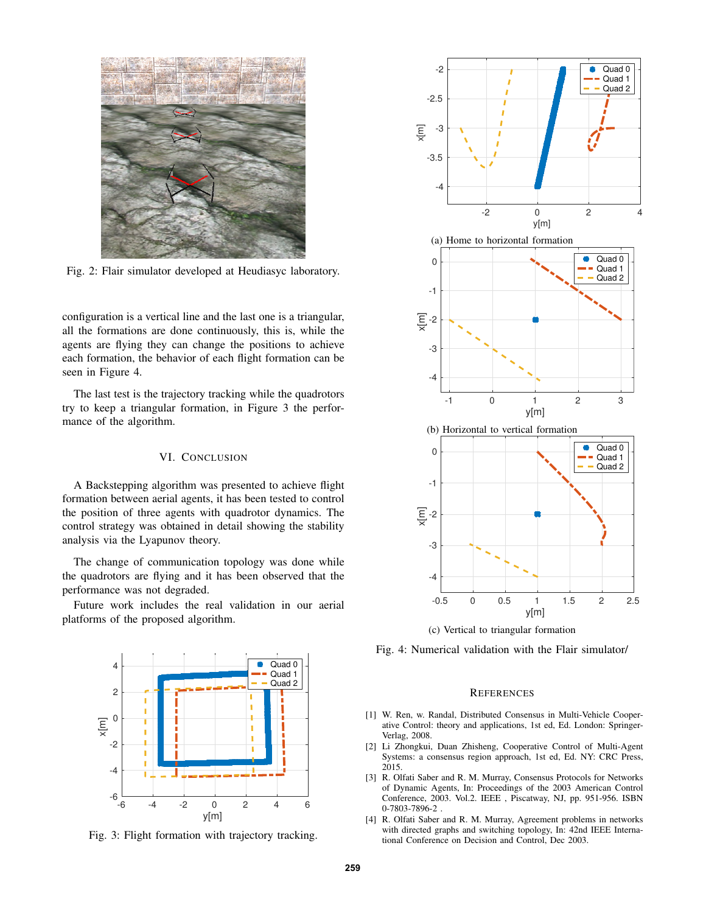Fig. 2: Flair simulator developed at Heudiasyc laboratory.

configuration is a vertical line and the last one is a triangular, all the formations are done continuously, this is, while the agents are flying they can change the positions to achieve each formation, the behavior of each flight formation can be seen in Figure 4.

The last test is the trajectory tracking while the quadrotors try to keep a triangular formation, in Figure 3 the performance of the algorithm.

## VI. Conclusion

A Backstepping algorithm was presented to achieve flight formation between aerial agents, it has been tested to control the position of three agents with quadrotor dynamics. The control strategy was obtained in detail showing the stability analysis via the Lyapunov theory.

The change of communication topology was done while the quadrotors are flying and it has been observed that the performance was not degraded.

Future work includes the real validation in our aerial platforms of the proposed algorithm.

Fig. 3: Flight formation with trajectory tracking.

(a) Home to horizontal formation

(b) Horizontal to vertical formation

(c) Vertical to triangular formation

Fig. 4: Numerical validation with the Flair simulator/

## References

[1] W. Ren, w. Randal, Distributed Consensus in Multi-Vehicle Cooperative Control: theory and applications, 1st ed, Ed. London: Springer-Verlag, 2008.

[2] Li Zhongkui, Duan Zhisheng, Cooperative Control of Multi-Agent Systems: a consensus region approach, 1st ed, Ed. NY: CRC Press, 2015.

[3] R. Olfati Saber and R. M. Murray, Consensus Protocols for Networks of Dynamic Agents, In: Proceedings of the 2003 American Control Conference, 2003. Vol.2. IEEE , Piscataway, NJ, pp. 951-956. ISBN 0-7803-7896-2 .

[4] R. Olfati Saber and R. M. Murray, Agreement problems in networks with directed graphs and switching topology, In: 42nd IEEE International Conference on Decision and Control, Dec 2003.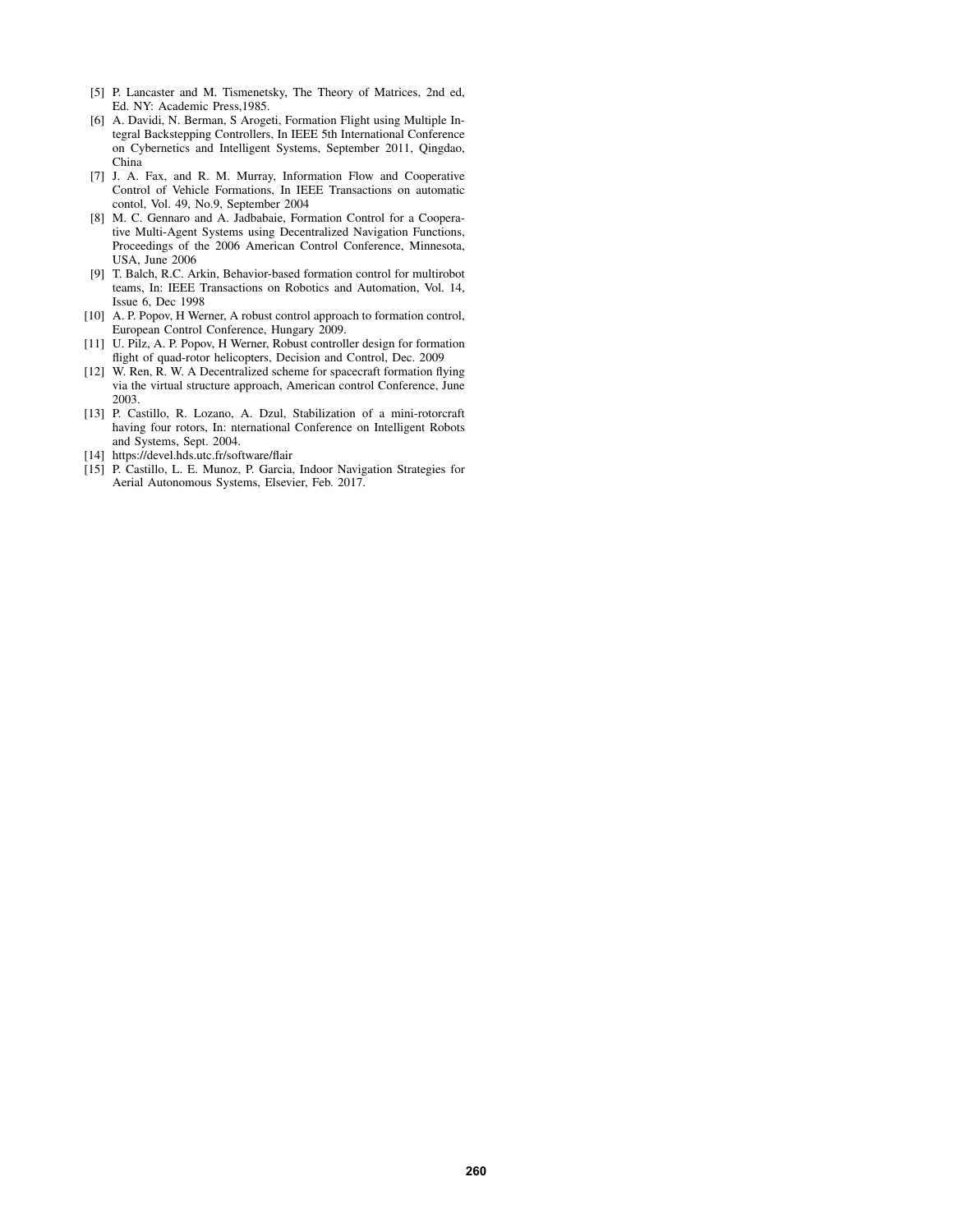[5] P. Lancaster and M. Tismenetsky, The Theory of Matrices, 2nd ed, Ed. NY: Academic Press,1985.

[6] A. Davidi, N. Berman, S Arogeti, Formation Flight using Multiple Integral Backstepping Controllers, In IEEE 5th International Conference on Cybernetics and Intelligent Systems, September 2011, Qingdao, China

[7] J. A. Fax, and R. M. Murray, Information Flow and Cooperative Control of Vehicle Formations, In IEEE Transactions on automatic contol, Vol. 49, No.9, September 2004

[8] M. C. Gennaro and A. Jadbabaie, Formation Control for a Cooperative Multi-Agent Systems using Decentralized Navigation Functions, Proceedings of the 2006 American Control Conference, Minnesota, USA, June 2006

[9] T. Balch, R.C. Arkin, Behavior-based formation control for multirobot teams, In: IEEE Transactions on Robotics and Automation, Vol. 14, Issue 6, Dec 1998

[10] A. P. Popov, H Werner, A robust control approach to formation control, European Control Conference, Hungary 2009.

[11] U. Pilz, A. P. Popov, H Werner, Robust controller design for formation flight of quad-rotor helicopters, Decision and Control, Dec. 2009

[12] W. Ren, R. W. A Decentralized scheme for spacecraft formation flying via the virtual structure approach, American control Conference, June 2003.

[13] P. Castillo, R. Lozano, A. Dzul, Stabilization of a mini-rotorcraft having four rotors, In: nternational Conference on Intelligent Robots and Systems, Sept. 2004.

[14] https://devel.hds.utc.fr/software/flair

[15] P. Castillo, L. E. Munoz, P. Garcia, Indoor Navigation Strategies for Aerial Autonomous Systems, Elsevier, Feb. 2017.